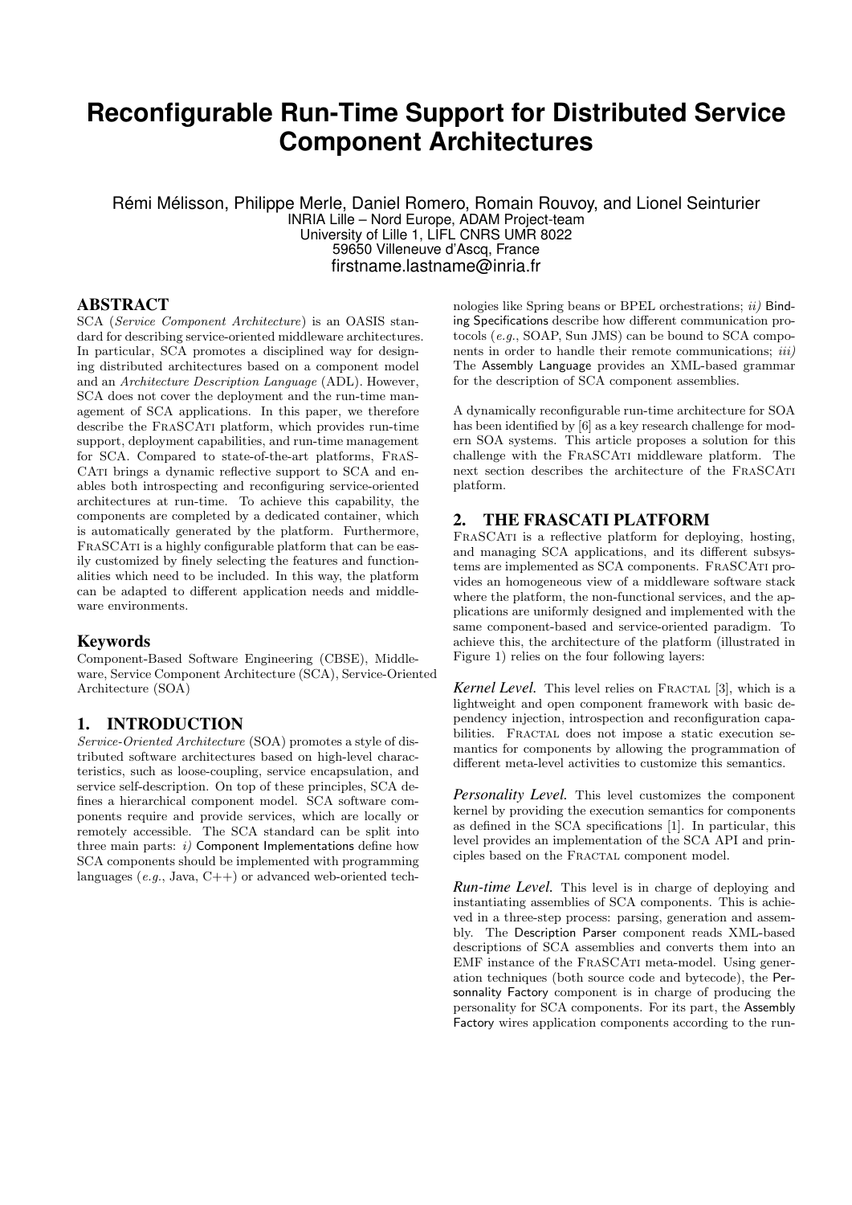# Reconfigurable Run-Time Support for Distributed Service Component Architectures

Rémi Mélisson, Philippe Merle, Daniel Romero, Romain Rouvoy, and Lionel Seinturier
INRIA Lille – Nord Europe, ADAM Project-team
University of Lille 1, LIFL CNRS UMR 8022
59650 Villeneuve d'Ascq, France
firstname.lastname@inria.fr

## ABSTRACT

SCA (*Service Component Architecture*) is an OASIS standard for describing service-oriented middleware architectures. In particular, SCA promotes a disciplined way for designing distributed architectures based on a component model and an *Architecture Description Language* (ADL). However, SCA does not cover the deployment and the run-time management of SCA applications. In this paper, we therefore describe the FraSCAti platform, which provides run-time support, deployment capabilities, and run-time management for SCA. Compared to state-of-the-art platforms, FraSCAti brings a dynamic reflective support to SCA and enables both introspecting and reconfiguring service-oriented architectures at run-time. To achieve this capability, the components are completed by a dedicated container, which is automatically generated by the platform. Furthermore, FraSCAti is a highly configurable platform that can be easily customized by finely selecting the features and functionalities which need to be included. In this way, the platform can be adapted to different application needs and middleware environments.

### Keywords

Component-Based Software Engineering (CBSE), Middleware, Service Component Architecture (SCA), Service-Oriented Architecture (SOA)

## 1. INTRODUCTION

*Service-Oriented Architecture* (SOA) promotes a style of distributed software architectures based on high-level characteristics, such as loose-coupling, service encapsulation, and service self-description. On top of these principles, SCA defines a hierarchical component model. SCA software components require and provide services, which are locally or remotely accessible. The SCA standard can be split into three main parts: *i)* Component Implementations define how SCA components should be implemented with programming languages (*e.g.*, Java, C++) or advanced web-oriented technologies like Spring beans or BPEL orchestrations; *ii)* Binding Specifications describe how different communication protocols (*e.g.*, SOAP, Sun JMS) can be bound to SCA components in order to handle their remote communications; *iii)* The Assembly Language provides an XML-based grammar for the description of SCA component assemblies.

A dynamically reconfigurable run-time architecture for SOA has been identified by [6] as a key research challenge for modern SOA systems. This article proposes a solution for this challenge with the FraSCAti middleware platform. The next section describes the architecture of the FraSCAti platform.

## 2. THE FRASCATI PLATFORM

FraSCAti is a reflective platform for deploying, hosting, and managing SCA applications, and its different subsystems are implemented as SCA components. FraSCAti provides an homogeneous view of a middleware software stack where the platform, the non-functional services, and the applications are uniformly designed and implemented with the same component-based and service-oriented paradigm. To achieve this, the architecture of the platform (illustrated in Figure 1) relies on the four following layers:

***Kernel Level.*** This level relies on Fractal [3], which is a lightweight and open component framework with basic dependency injection, introspection and reconfiguration capabilities. Fractal does not impose a static execution semantics for components by allowing the programmation of different meta-level activities to customize this semantics.

***Personality Level.*** This level customizes the component kernel by providing the execution semantics for components as defined in the SCA specifications [1]. In particular, this level provides an implementation of the SCA API and principles based on the Fractal component model.

***Run-time Level.*** This level is in charge of deploying and instantiating assemblies of SCA components. This is achieved in a three-step process: parsing, generation and assembly. The Description Parser component reads XML-based descriptions of SCA assemblies and converts them into an EMF instance of the FraSCAti meta-model. Using generation techniques (both source code and bytecode), the Personnality Factory component is in charge of producing the personality for SCA components. For its part, the Assembly Factory wires application components according to the run-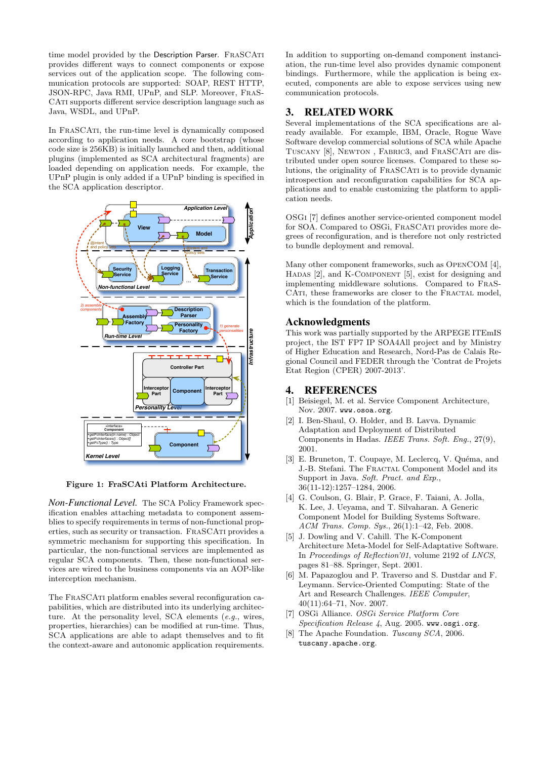time model provided by the Description Parser. FraSCAti provides different ways to connect components or expose services out of the application scope. The following communication protocols are supported: SOAP, REST HTTP, JSON-RPC, Java RMI, UPnP, and SLP. Moreover, FraSCAti supports different service description language such as Java, WSDL, and UPnP.

In FraSCAti, the run-time level is dynamically composed according to application needs. A core bootstrap (whose code size is 256KB) is initially launched and then, additional plugins (implemented as SCA architectural fragments) are loaded depending on application needs. For example, the UPnP plugin is only added if a UPnP binding is specified in the SCA application descriptor.

**Figure 1: FraSCAti Platform Architecture.**

*Non-Functional Level.* The SCA Policy Framework specification enables attaching metadata to component assemblies to specify requirements in terms of non-functional properties, such as security or transaction. FraSCAti provides a symmetric mechanism for supporting this specification. In particular, the non-functional services are implemented as regular SCA components. Then, these non-functional services are wired to the business components via an AOP-like interception mechanism.

The FraSCAti platform enables several reconfiguration capabilities, which are distributed into its underlying architecture. At the personality level, SCA elements (*e.g.*, wires, properties, hierarchies) can be modified at run-time. Thus, SCA applications are able to adapt themselves and to fit the context-aware and autonomic application requirements. In addition to supporting on-demand component instanciation, the run-time level also provides dynamic component bindings. Furthermore, while the application is being executed, components are able to expose services using new communication protocols.

## 3. RELATED WORK

Several implementations of the SCA specifications are already available. For example, IBM, Oracle, Rogue Wave Software develop commercial solutions of SCA while Apache Tuscany [8], Newton , Fabric3, and FraSCAti are distributed under open source licenses. Compared to these solutions, the originality of FraSCAti is to provide dynamic introspection and reconfiguration capabilities for SCA applications and to enable customizing the platform to application needs.

OSGi [7] defines another service-oriented component model for SOA. Compared to OSGi, FraSCAti provides more degrees of reconfiguration, and is therefore not only restricted to bundle deployment and removal.

Many other component frameworks, such as OpenCOM [4], Hadas [2], and K-Component [5], exist for designing and implementing middleware solutions. Compared to FraSCAti, these frameworks are closer to the Fractal model, which is the foundation of the platform.

## Acknowledgments

This work was partially supported by the ARPEGE ITEmIS project, the IST FP7 IP SOA4All project and by Ministry of Higher Education and Research, Nord-Pas de Calais Regional Council and FEDER through the 'Contrat de Projets Etat Region (CPER) 2007-2013'.

## 4. REFERENCES

[1] Beisiegel, M. et al. Service Component Architecture, Nov. 2007. www.osoa.org.

[2] I. Ben-Shaul, O. Holder, and B. Lavva. Dynamic Adaptation and Deployment of Distributed Components in Hadas. *IEEE Trans. Soft. Eng.*, 27(9), 2001.

[3] E. Bruneton, T. Coupaye, M. Leclercq, V. Quéma, and J.-B. Stefani. The Fractal Component Model and its Support in Java. *Soft. Pract. and Exp.*, 36(11-12):1257–1284, 2006.

[4] G. Coulson, G. Blair, P. Grace, F. Taiani, A. Jolla, K. Lee, J. Ueyama, and T. Silvaharan. A Generic Component Model for Building Systems Software. *ACM Trans. Comp. Sys.*, 26(1):1–42, Feb. 2008.

[5] J. Dowling and V. Cahill. The K-Component Architecture Meta-Model for Self-Adaptative Software. In *Proceedings of Reflection'01*, volume 2192 of *LNCS*, pages 81–88. Springer, Sept. 2001.

[6] M. Papazoglou and P. Traverso and S. Dustdar and F. Leymann. Service-Oriented Computing: State of the Art and Research Challenges. *IEEE Computer*, 40(11):64–71, Nov. 2007.

[7] OSGi Alliance. *OSGi Service Platform Core Specification Release 4*, Aug. 2005. www.osgi.org.

[8] The Apache Foundation. *Tuscany SCA*, 2006. tuscany.apache.org.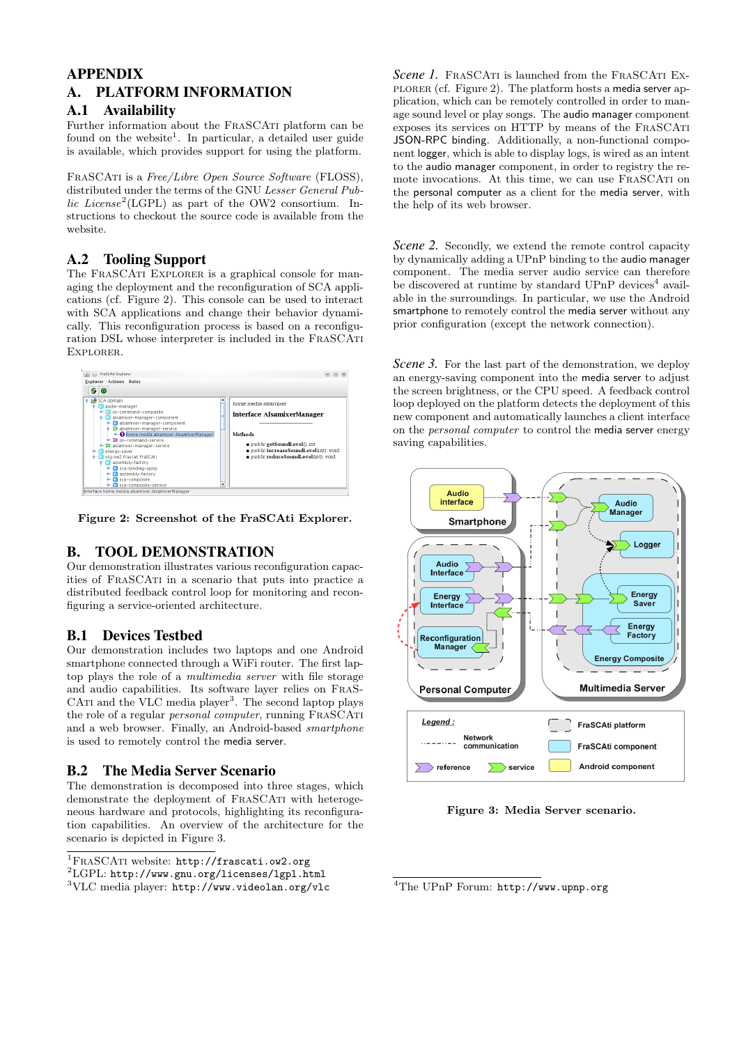# APPENDIX

# A. PLATFORM INFORMATION

## A.1 Availability

Further information about the FraSCAti platform can be found on the website[1]. In particular, a detailed user guide is available, which provides support for using the platform.

FraSCAti is a *Free/Libre Open Source Software* (FLOSS), distributed under the terms of the GNU *Lesser General Public License*[2](LGPL) as part of the OW2 consortium. Instructions to checkout the source code is available from the website.

## A.2 Tooling Support

The FraSCAti Explorer is a graphical console for managing the deployment and the reconfiguration of SCA applications (cf. Figure 2). This console can be used to interact with SCA applications and change their behavior dynamically. This reconfiguration process is based on a reconfiguration DSL whose interpreter is included in the FraSCAti Explorer.

**Figure 2: Screenshot of the FraSCAti Explorer.**

# B. TOOL DEMONSTRATION

Our demonstration illustrates various reconfiguration capacities of FraSCAti in a scenario that puts into practice a distributed feedback control loop for monitoring and reconfiguring a service-oriented architecture.

## B.1 Devices Testbed

Our demonstration includes two laptops and one Android smartphone connected through a WiFi router. The first laptop plays the role of a *multimedia server* with file storage and audio capabilities. Its software layer relies on FraSCAti and the VLC media player[3]. The second laptop plays the role of a regular *personal computer*, running FraSCAti and a web browser. Finally, an Android-based *smartphone* is used to remotely control the media server.

## B.2 The Media Server Scenario

The demonstration is decomposed into three stages, which demonstrate the deployment of FraSCAti with heterogeneous hardware and protocols, highlighting its reconfiguration capabilities. An overview of the architecture for the scenario is depicted in Figure 3.

*Scene 1.* FraSCAti is launched from the FraSCAti Explorer (cf. Figure 2). The platform hosts a media server application, which can be remotely controlled in order to manage sound level or play songs. The audio manager component exposes its services on HTTP by means of the FraSCAti JSON-RPC binding. Additionally, a non-functional component logger, which is able to display logs, is wired as an intent to the audio manager component, in order to registry the remote invocations. At this time, we can use FraSCAti on the personal computer as a client for the media server, with the help of its web browser.

*Scene 2.* Secondly, we extend the remote control capacity by dynamically adding a UPnP binding to the audio manager component. The media server audio service can therefore be discovered at runtime by standard UPnP devices[4] available in the surroundings. In particular, we use the Android smartphone to remotely control the media server without any prior configuration (except the network connection).

*Scene 3.* For the last part of the demonstration, we deploy an energy-saving component into the media server to adjust the screen brightness, or the CPU speed. A feedback control loop deployed on the platform detects the deployment of this new component and automatically launches a client interface on the *personal computer* to control the media server energy saving capabilities.

**Figure 3: Media Server scenario.**

[1]FraSCAti website: http://frascati.ow2.org
[2]LGPL: http://www.gnu.org/licenses/lgpl.html
[3]VLC media player: http://www.videolan.org/vlc
[4]The UPnP Forum: http://www.upnp.org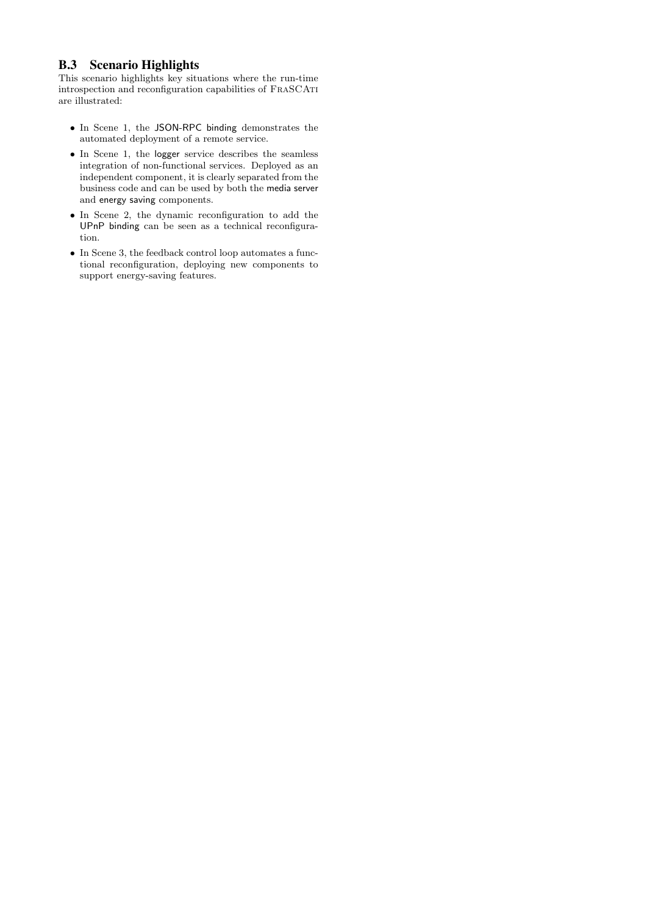### B.3 Scenario Highlights

This scenario highlights key situations where the run-time introspection and reconfiguration capabilities of FraSCAti are illustrated:

- In Scene 1, the JSON-RPC binding demonstrates the automated deployment of a remote service.
- In Scene 1, the logger service describes the seamless integration of non-functional services. Deployed as an independent component, it is clearly separated from the business code and can be used by both the media server and energy saving components.
- In Scene 2, the dynamic reconfiguration to add the UPnP binding can be seen as a technical reconfiguration.
- In Scene 3, the feedback control loop automates a functional reconfiguration, deploying new components to support energy-saving features.